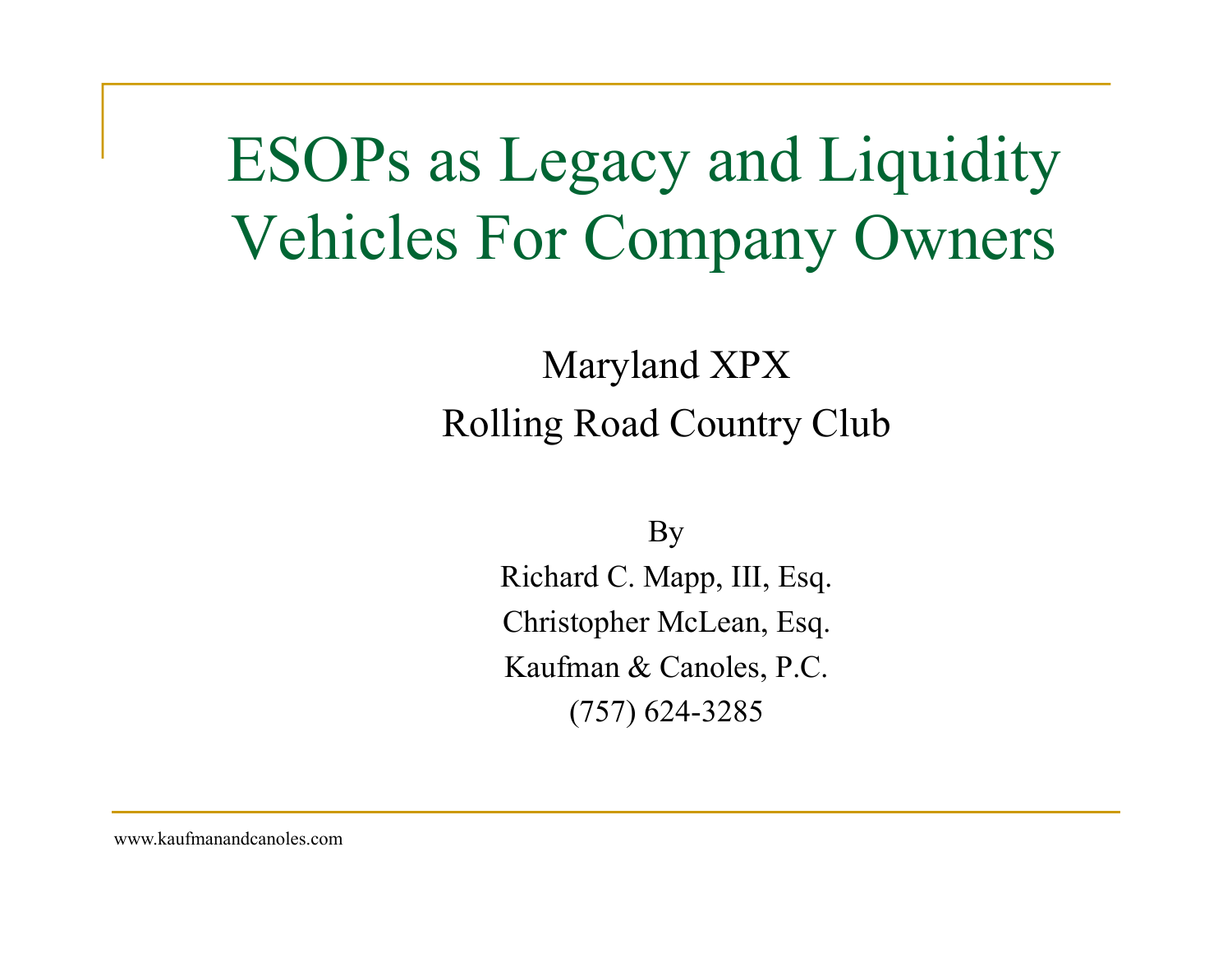# ESOPs as Legacy and Liquidity Vehicles For Company Owners

Maryland XPX

Rolling Road Country Club

By

Richard C. Mapp, III, Esq.

Christopher McLean, Esq.

Kaufman & Canoles, P.C.

(757) 624-3285

www.kaufmanandcanoles.com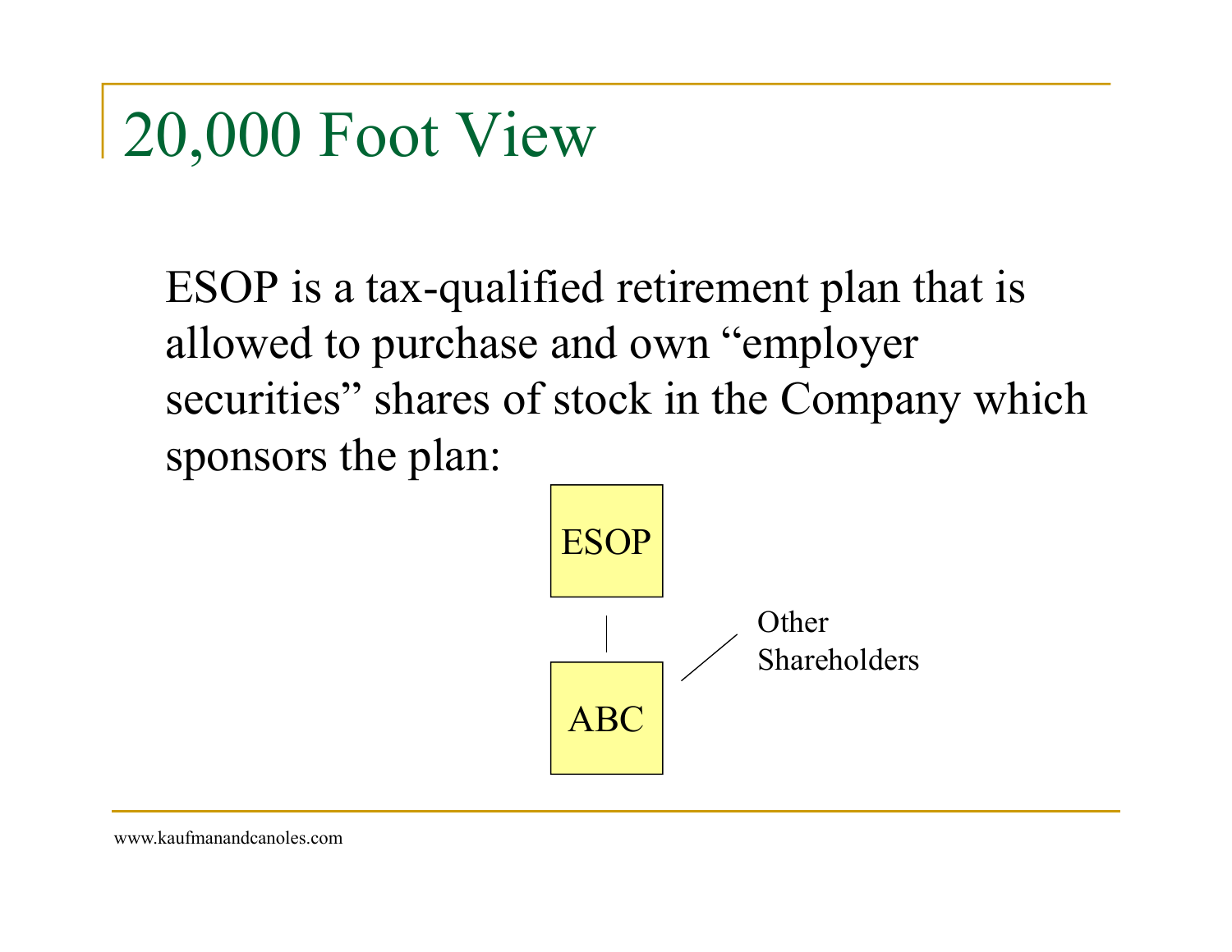# 20,000 Foot View

ESOP is a tax-qualified retirement plan that is allowed to purchase and own "employer securities" shares of stock in the Company which sponsors the plan:

ESOP

ABC

Other Shareholders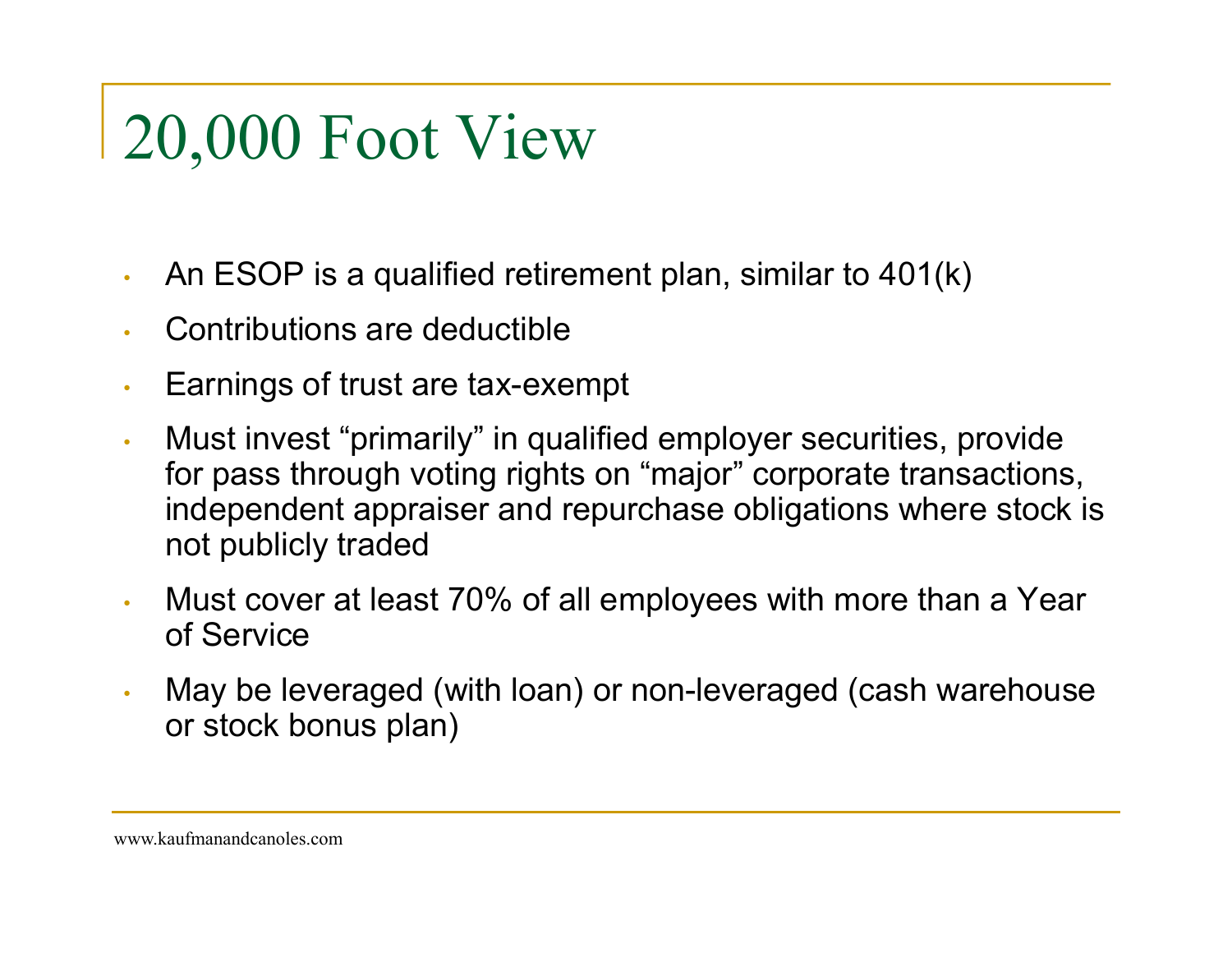# 20,000 Foot View

- An ESOP is a qualified retirement plan, similar to 401(k)
- Contributions are deductible
- Earnings of trust are tax-exempt
- Must invest “primarily” in qualified employer securities, provide for pass through voting rights on “major” corporate transactions, independent appraiser and repurchase obligations where stock is not publicly traded
- Must cover at least 70% of all employees with more than a Year of Service
- May be leveraged (with loan) or non-leveraged (cash warehouse or stock bonus plan)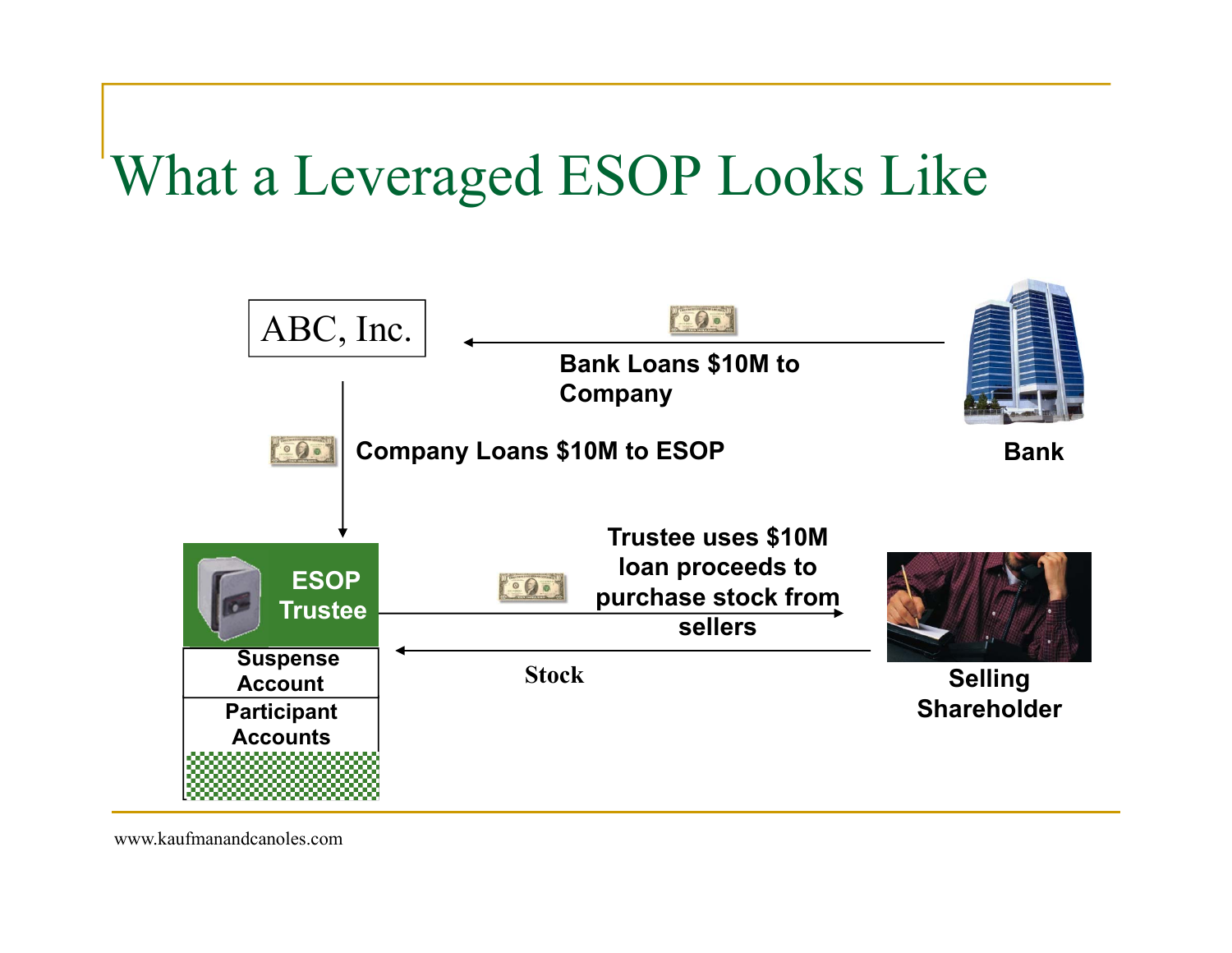# What a Leveraged ESOP Looks Like

ABC, Inc.

Bank Loans $10M to Company

Bank

Company Loans $10M to ESOP

ESOP Trustee

Suspense Account

Participant Accounts

Trustee uses $10M loan proceeds to purchase stock from sellers

Stock

Selling Shareholder

www.kaufmanandcanoles.com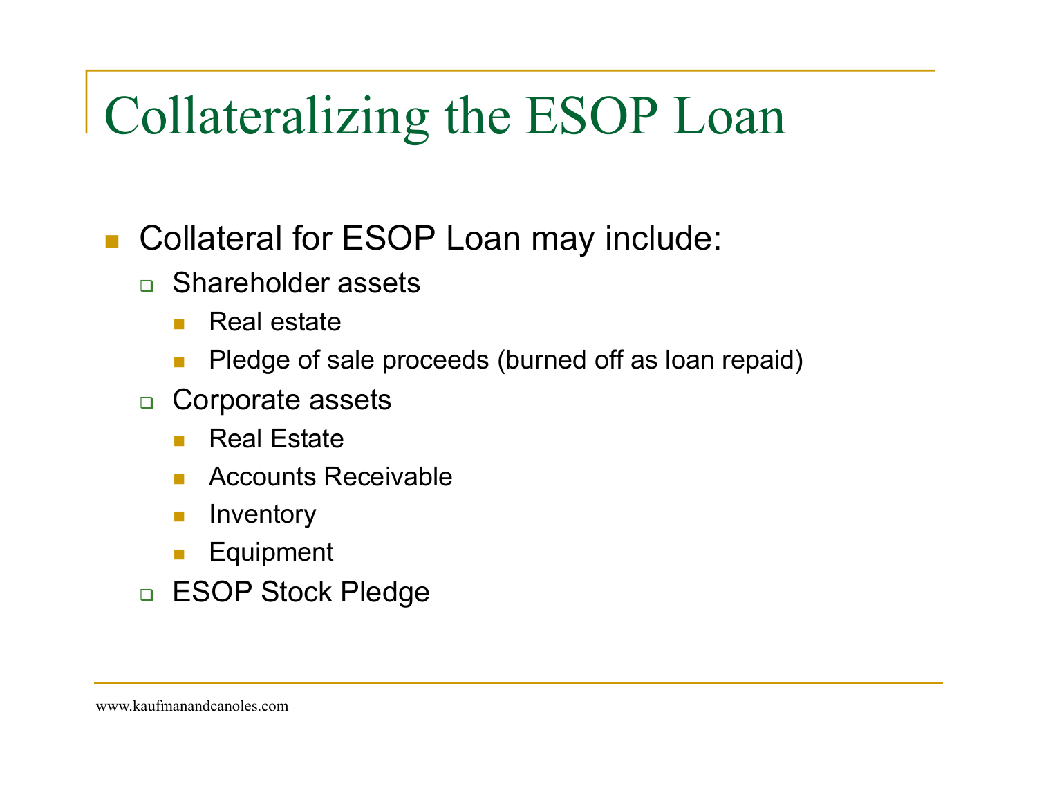# Collateralizing the ESOP Loan

- Collateral for ESOP Loan may include:
  - Shareholder assets
    - Real estate
    - Pledge of sale proceeds (burned off as loan repaid)
  - Corporate assets
    - Real Estate
    - Accounts Receivable
    - Inventory
    - Equipment
  - ESOP Stock Pledge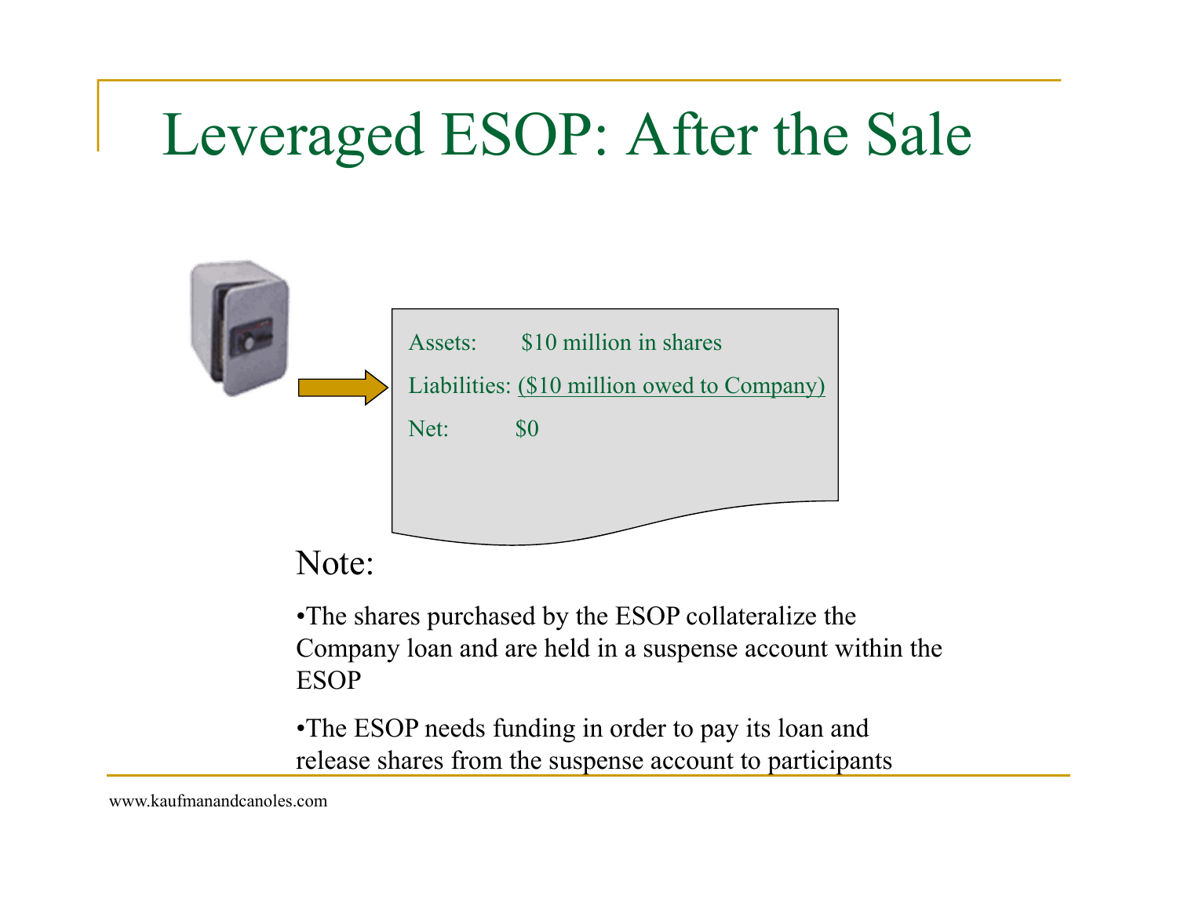# Leveraged ESOP: After the Sale

Assets: $10 million in shares

Liabilities: ($10 million owed to Company)

Net: $0

Note:

- The shares purchased by the ESOP collateralize the Company loan and are held in a suspense account within the ESOP
- The ESOP needs funding in order to pay its loan and release shares from the suspense account to participants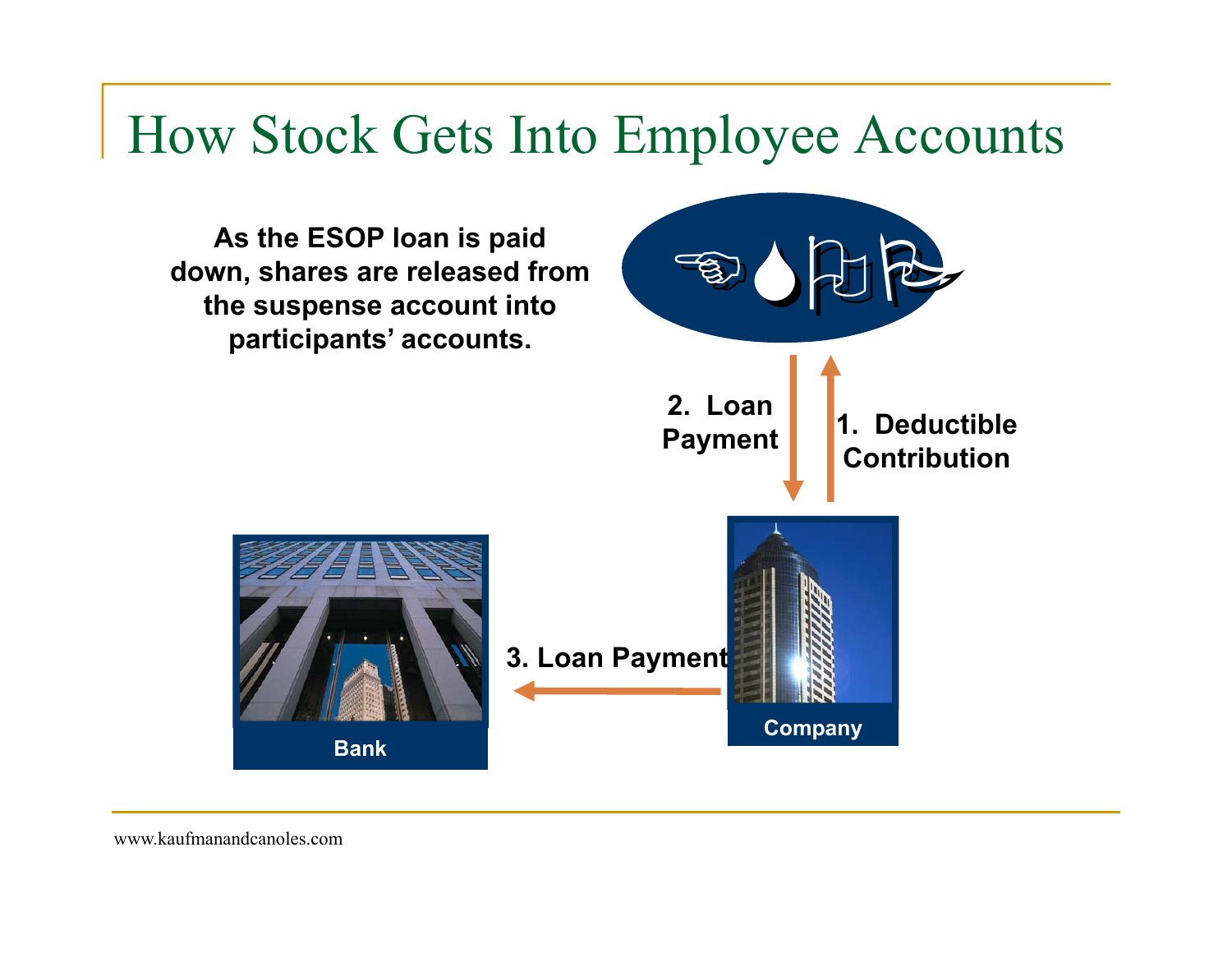# How Stock Gets Into Employee Accounts

**As the ESOP loan is paid down, shares are released from the suspense account into participants' accounts.**

**2. Loan Payment**

**1. Deductible Contribution**

**3. Loan Payment**

**Bank**

**Company**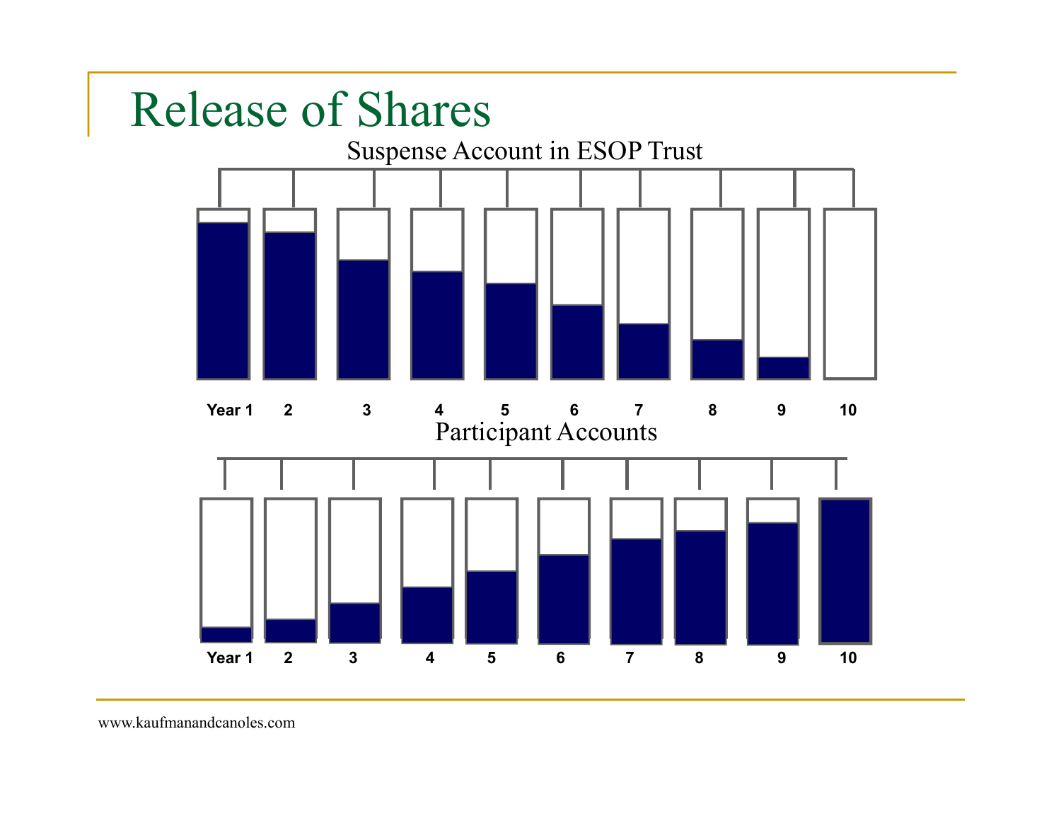# Release of Shares

Suspense Account in ESOP Trust

Year 1 2 3 4 5 6 7 8 9 10

Participant Accounts

Year 1 2 3 4 5 6 7 8 9 10

www.kaufmanandcanoles.com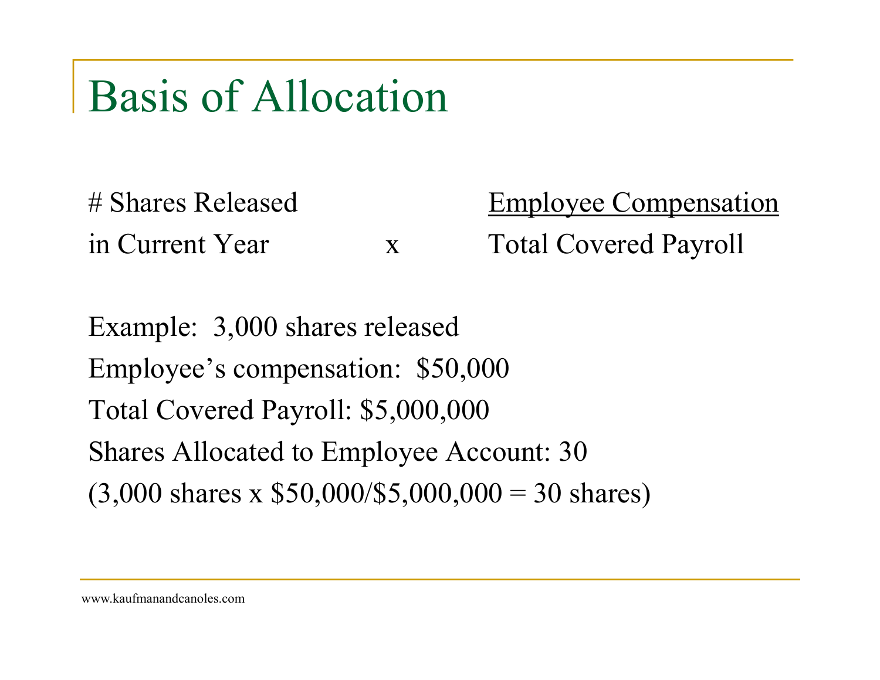# Basis of Allocation

$$\text{\# Shares Released in Current Year} \times \frac{\text{Employee Compensation}}{\text{Total Covered Payroll}}$$

Example: 3,000 shares released

Employee's compensation: $50,000

Total Covered Payroll: $5,000,000

Shares Allocated to Employee Account: 30

(3,000 shares x $50,000/$5,000,000 = 30 shares)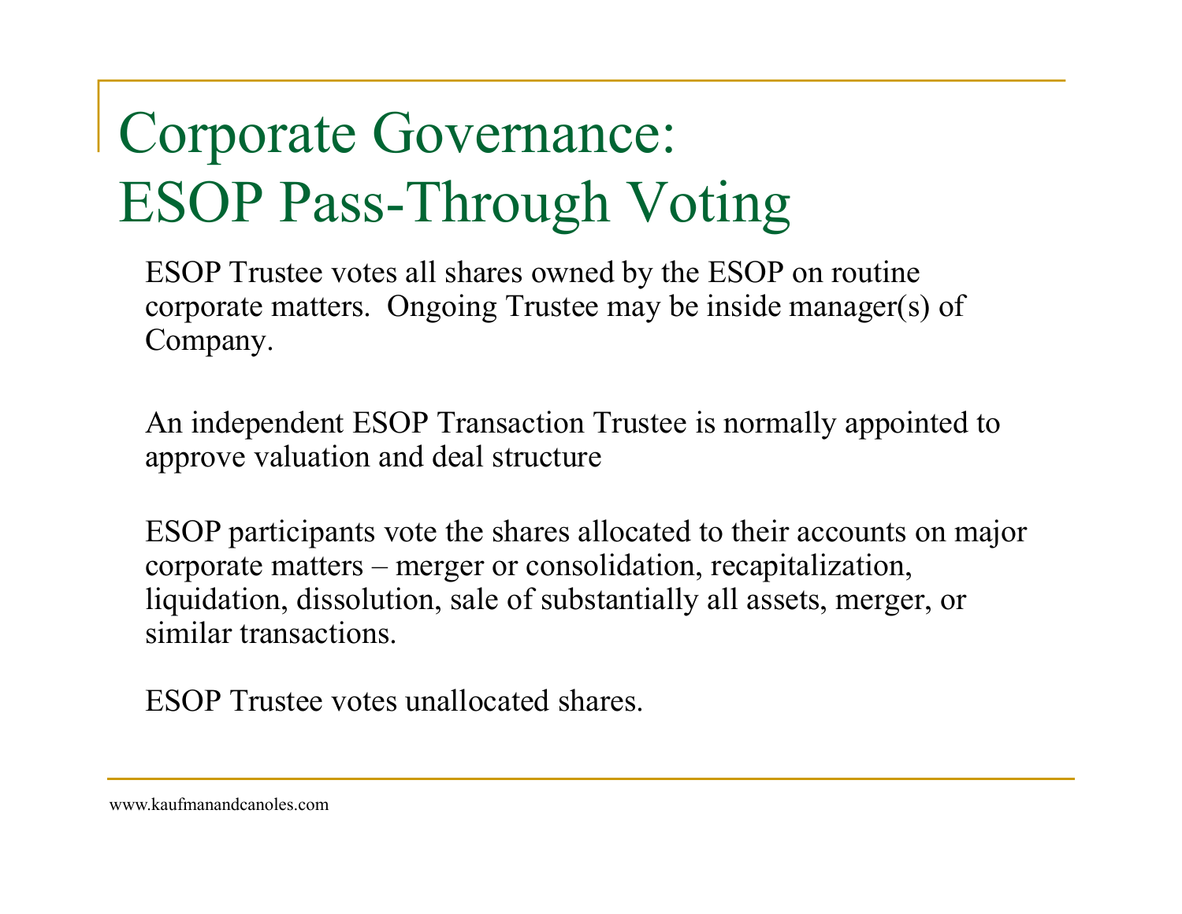# Corporate Governance: ESOP Pass-Through Voting

ESOP Trustee votes all shares owned by the ESOP on routine corporate matters. Ongoing Trustee may be inside manager(s) of Company.

An independent ESOP Transaction Trustee is normally appointed to approve valuation and deal structure

ESOP participants vote the shares allocated to their accounts on major corporate matters – merger or consolidation, recapitalization, liquidation, dissolution, sale of substantially all assets, merger, or similar transactions.

ESOP Trustee votes unallocated shares.

www.kaufmanandcanoles.com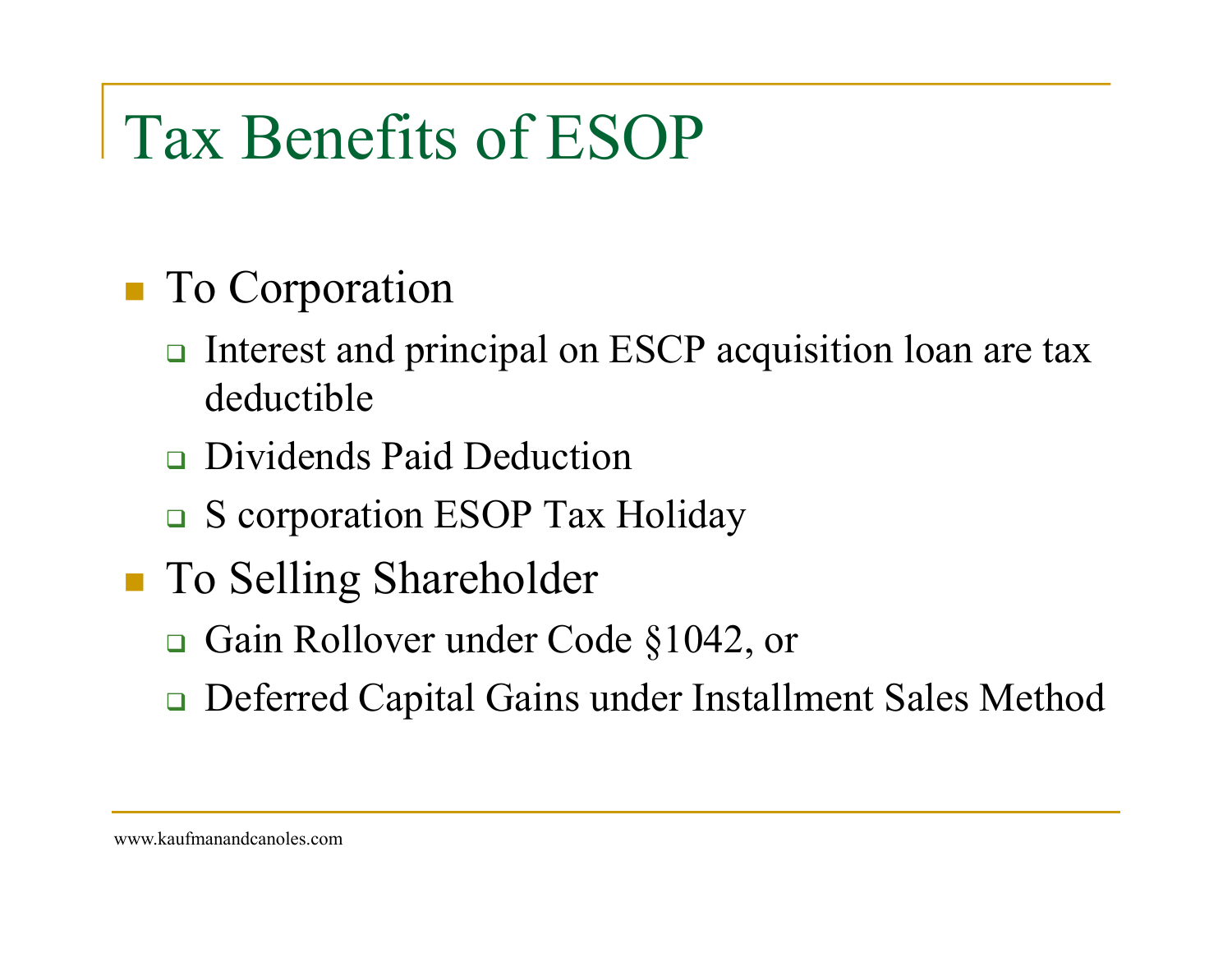# Tax Benefits of ESOP

- To Corporation
  - Interest and principal on ESCP acquisition loan are tax deductible
  - Dividends Paid Deduction
  - S corporation ESOP Tax Holiday
- To Selling Shareholder
  - Gain Rollover under Code §1042, or
  - Deferred Capital Gains under Installment Sales Method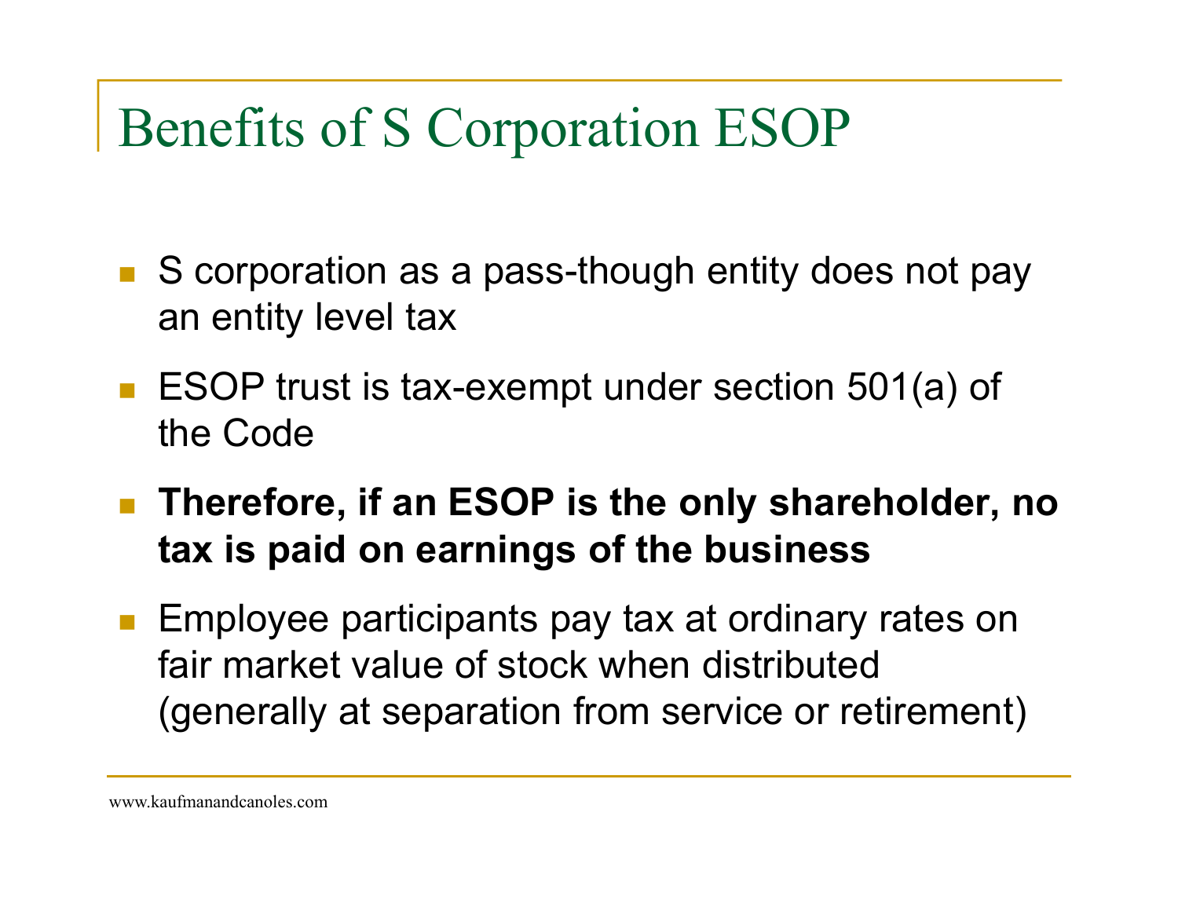# Benefits of S Corporation ESOP

- S corporation as a pass-though entity does not pay an entity level tax
- ESOP trust is tax-exempt under section 501(a) of the Code
- **Therefore, if an ESOP is the only shareholder, no tax is paid on earnings of the business**
- Employee participants pay tax at ordinary rates on fair market value of stock when distributed (generally at separation from service or retirement)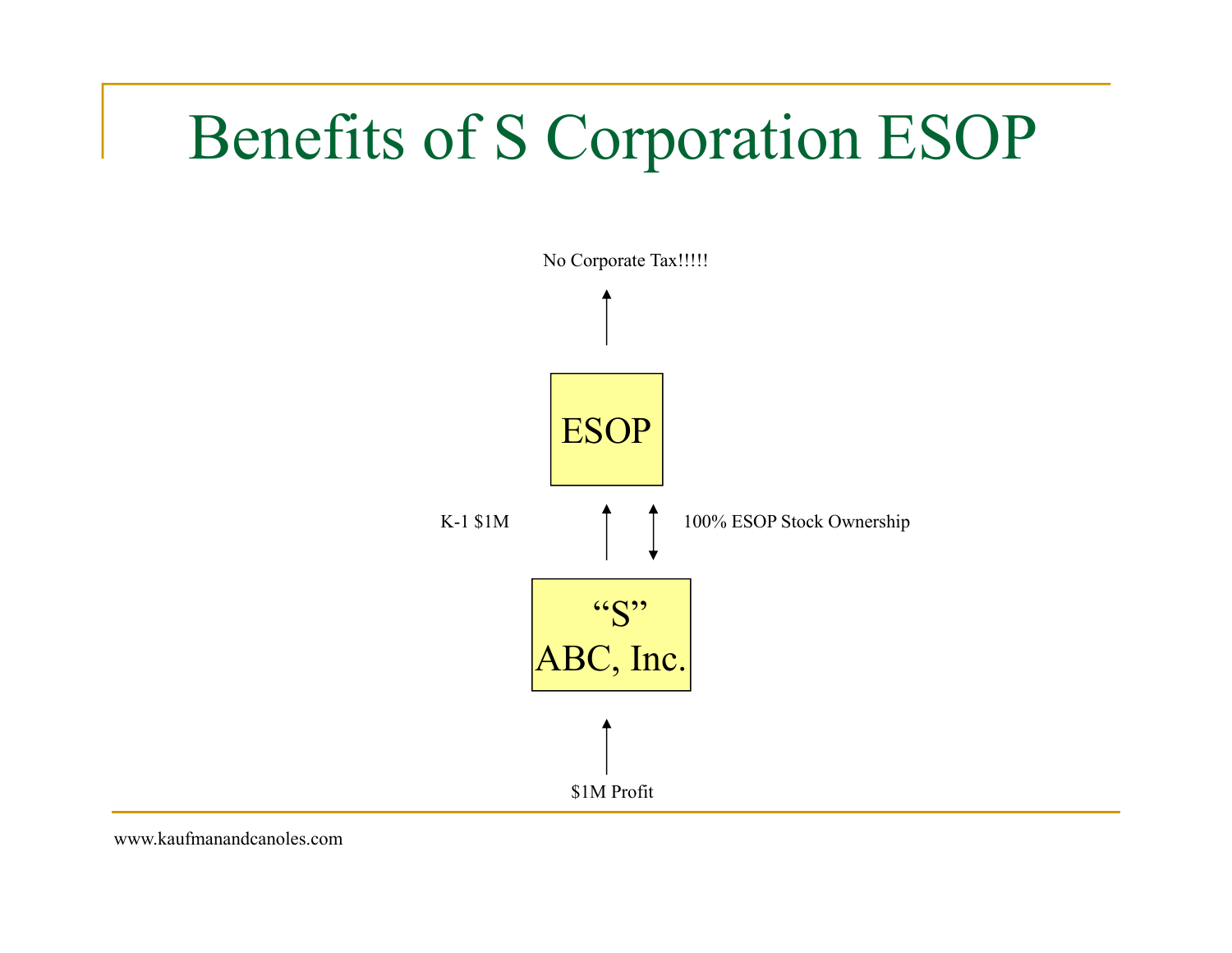# Benefits of S Corporation ESOP

No Corporate Tax!!!!!

↑

**ESOP**

K-1 $1M ↑ ↕ 100% ESOP Stock Ownership

**“S” ABC, Inc.**

↑

$1M Profit

www.kaufmanandcanoles.com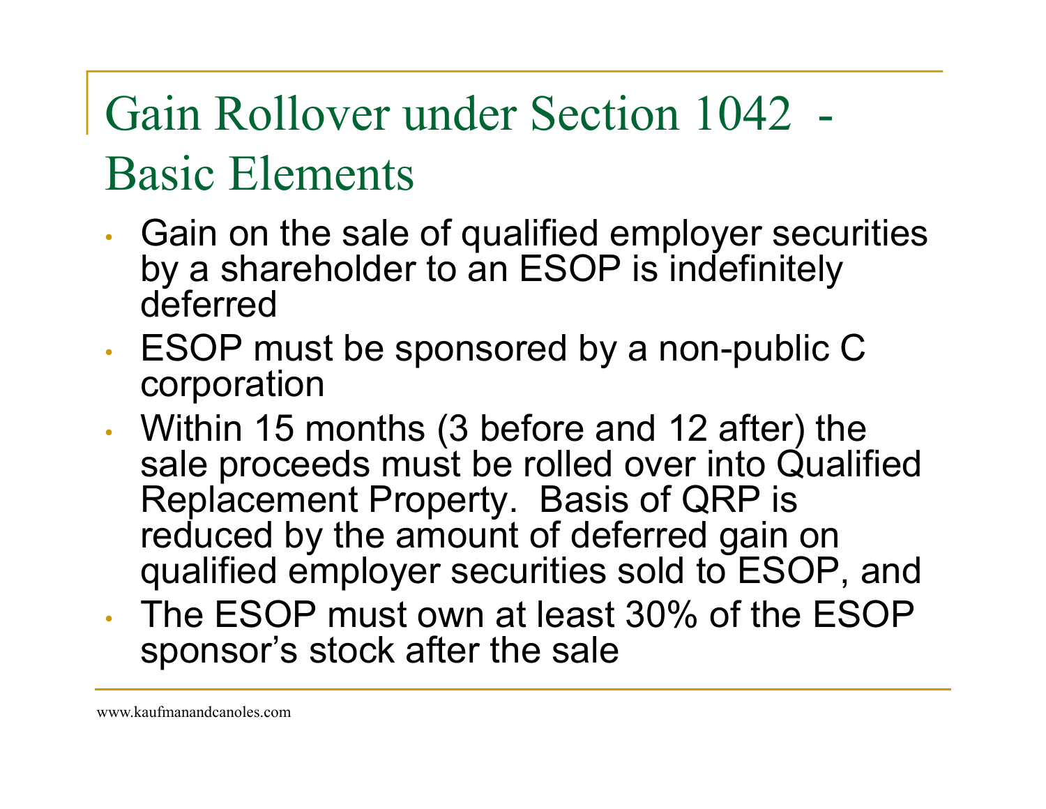# Gain Rollover under Section 1042 - Basic Elements

- Gain on the sale of qualified employer securities by a shareholder to an ESOP is indefinitely deferred
- ESOP must be sponsored by a non-public C corporation
- Within 15 months (3 before and 12 after) the sale proceeds must be rolled over into Qualified Replacement Property. Basis of QRP is reduced by the amount of deferred gain on qualified employer securities sold to ESOP, and
- The ESOP must own at least 30% of the ESOP sponsor's stock after the sale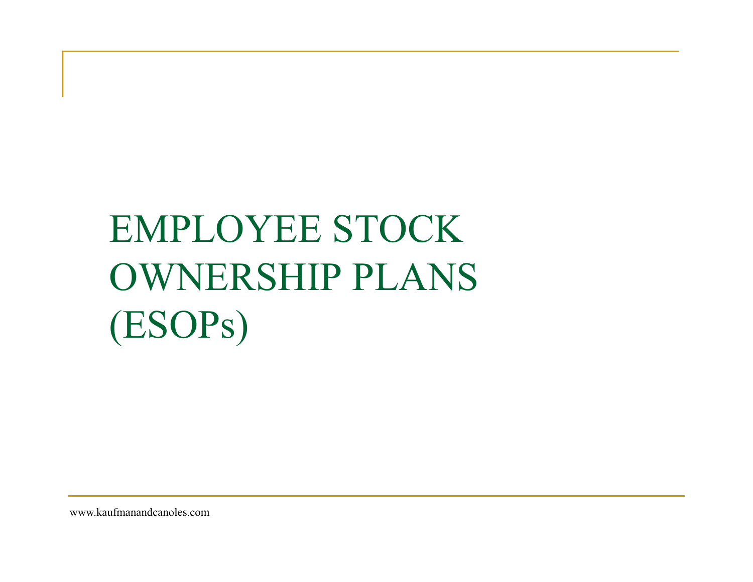# EMPLOYEE STOCK OWNERSHIP PLANS (ESOPs)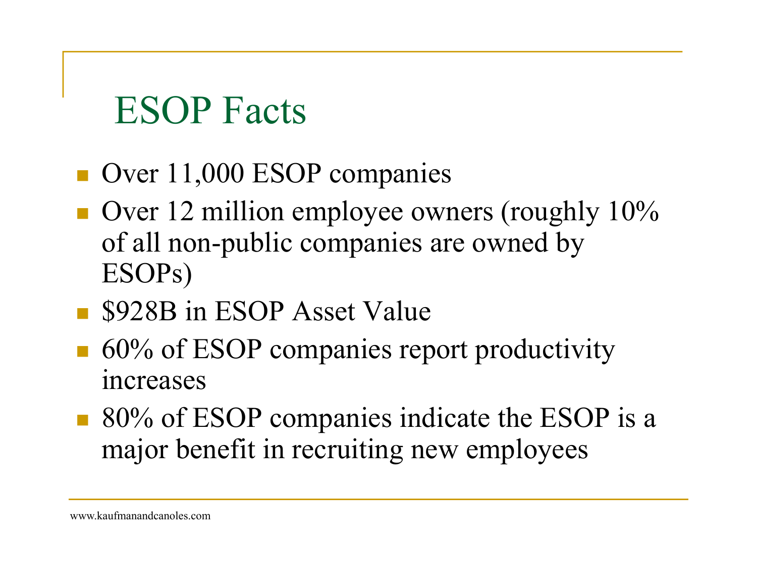# ESOP Facts

- Over 11,000 ESOP companies
- Over 12 million employee owners (roughly 10% of all non-public companies are owned by ESOPs)
- $928B in ESOP Asset Value
- 60% of ESOP companies report productivity increases
- 80% of ESOP companies indicate the ESOP is a major benefit in recruiting new employees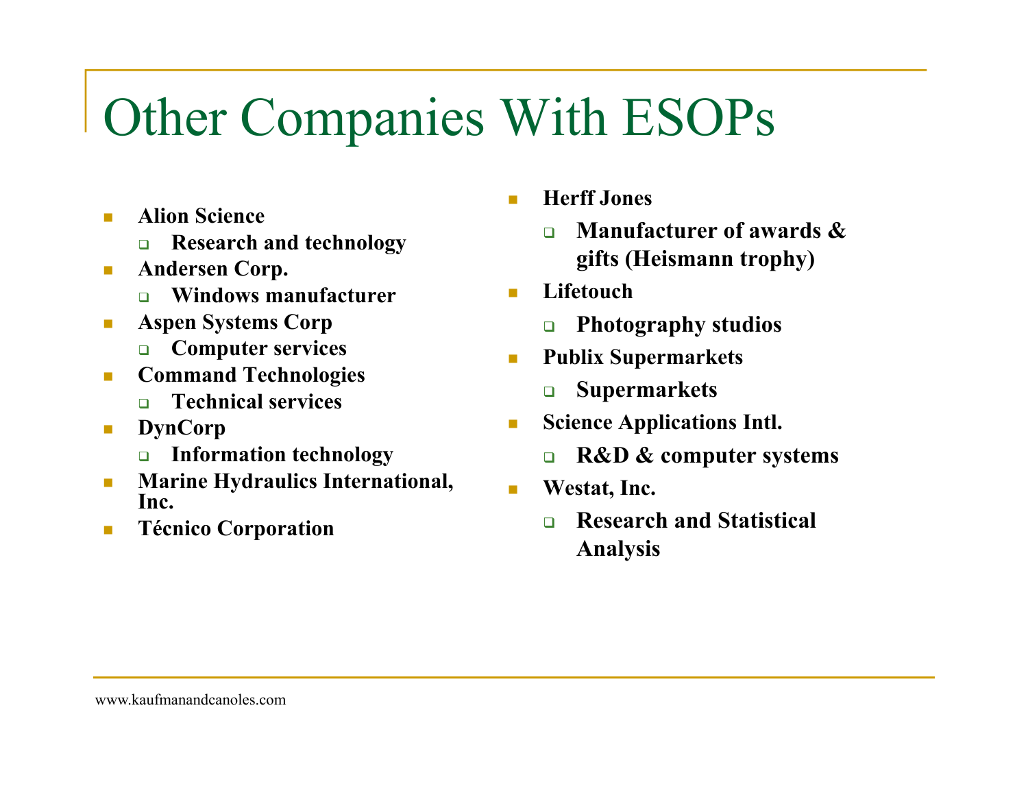# Other Companies With ESOPs

- **Alion Science**
  - **Research and technology**
- **Andersen Corp.**
  - **Windows manufacturer**
- **Aspen Systems Corp**
  - **Computer services**
- **Command Technologies**
  - **Technical services**
- **DynCorp**
  - **Information technology**
- **Marine Hydraulics International, Inc.**
- **Técnico Corporation**
- **Herff Jones**
  - **Manufacturer of awards & gifts (Heismann trophy)**
- **Lifetouch**
  - **Photography studios**
- **Publix Supermarkets**
  - **Supermarkets**
- **Science Applications Intl.**
  - **R&D & computer systems**
- **Westat, Inc.**
  - **Research and Statistical Analysis**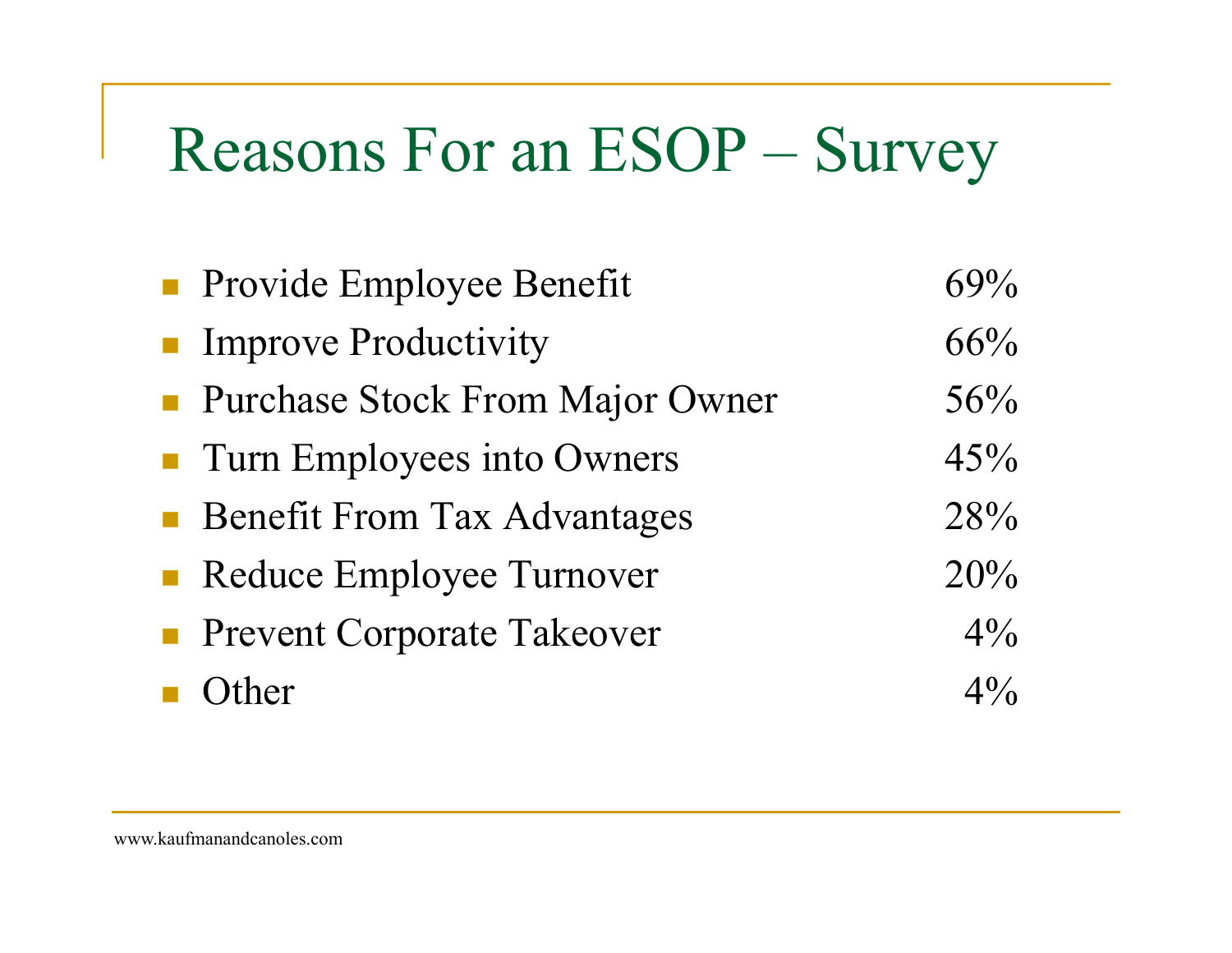# Reasons For an ESOP – Survey

- Provide Employee Benefit 69%
- Improve Productivity 66%
- Purchase Stock From Major Owner 56%
- Turn Employees into Owners 45%
- Benefit From Tax Advantages 28%
- Reduce Employee Turnover 20%
- Prevent Corporate Takeover 4%
- Other 4%

www.kaufmanandcanoles.com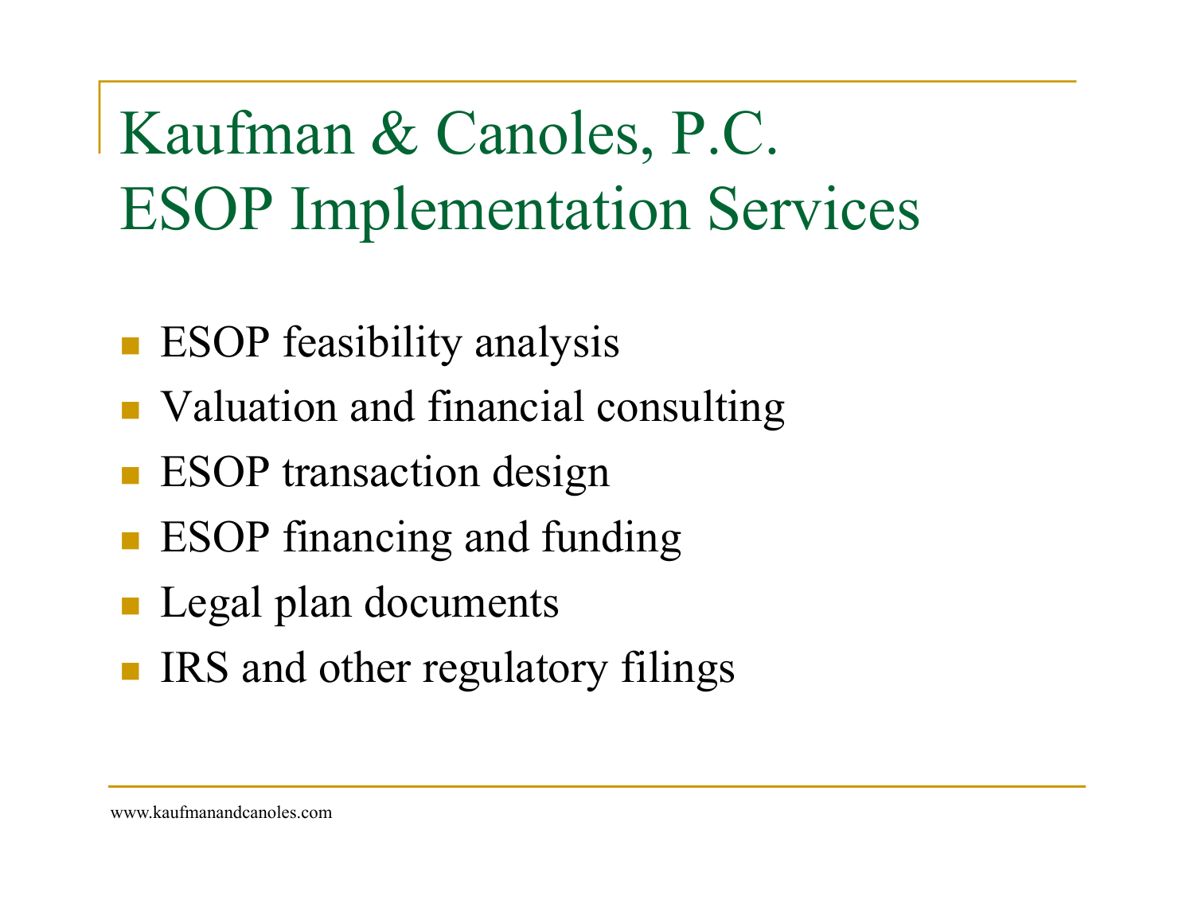# Kaufman & Canoles, P.C. ESOP Implementation Services

- ESOP feasibility analysis
- Valuation and financial consulting
- ESOP transaction design
- ESOP financing and funding
- Legal plan documents
- IRS and other regulatory filings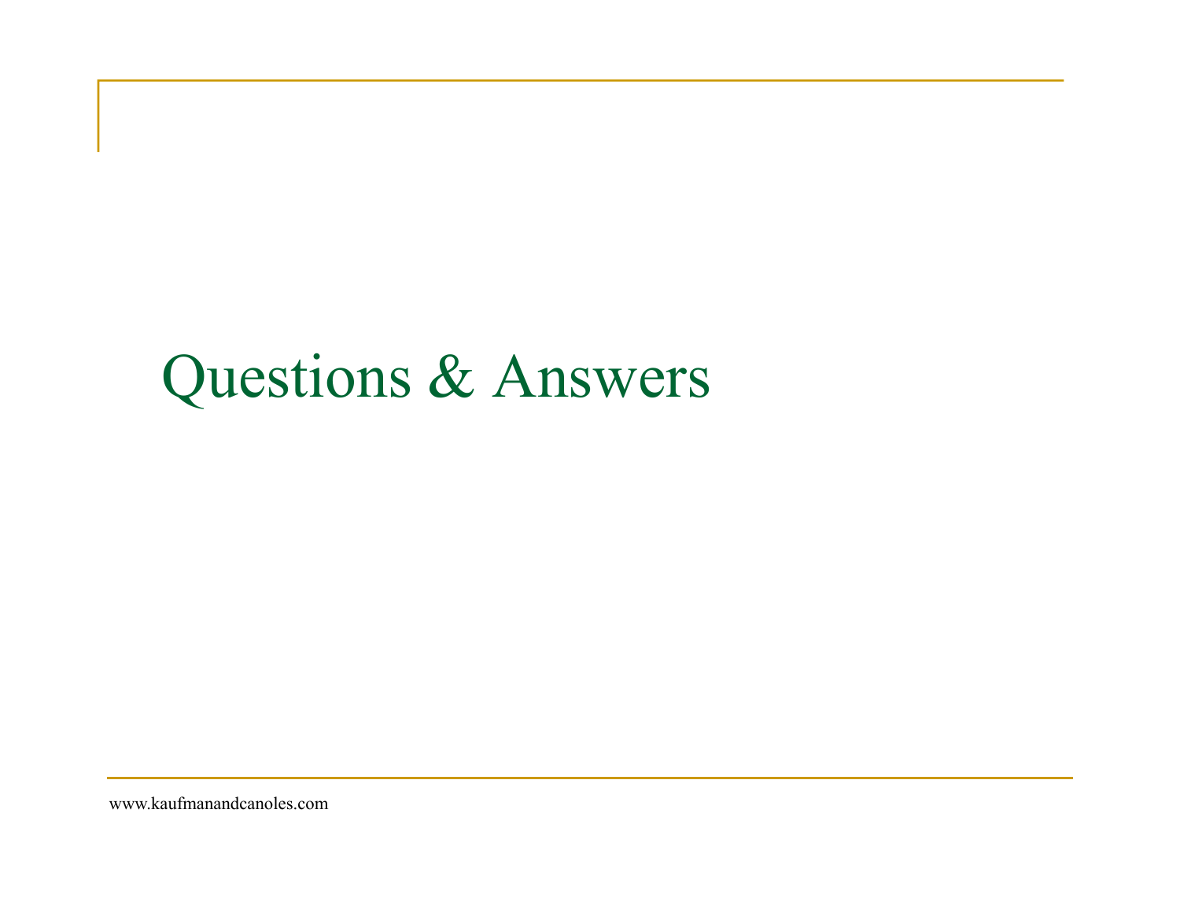# Questions & Answers

www.kaufmanandcanoles.com